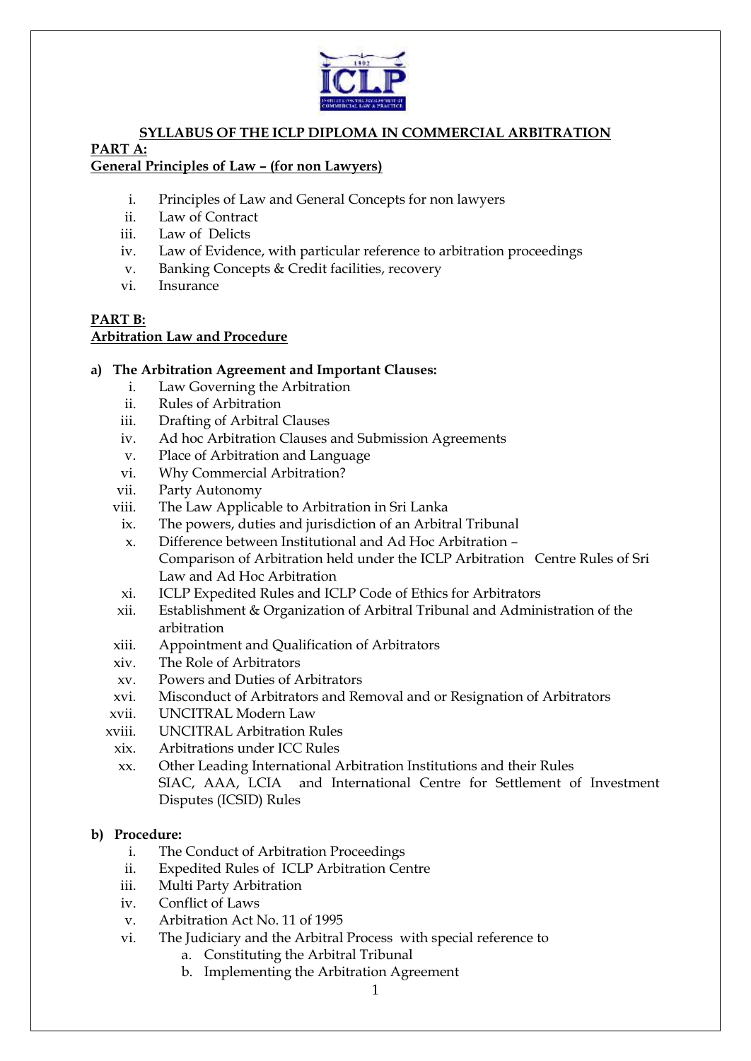# SYLLABUS OF THE ICLP DIPLOMA IN COMMERCIAL ARBITRATION

## PART A:

### General Principles of Law – (for non Lawyers)

i. Principles of Law and General Concepts for non lawyers
ii. Law of Contract
iii. Law of Delicts
iv. Law of Evidence, with particular reference to arbitration proceedings
v. Banking Concepts & Credit facilities, recovery
vi. Insurance

## PART B:

### Arbitration Law and Procedure

**a) The Arbitration Agreement and Important Clauses:**

i. Law Governing the Arbitration
ii. Rules of Arbitration
iii. Drafting of Arbitral Clauses
iv. Ad hoc Arbitration Clauses and Submission Agreements
v. Place of Arbitration and Language
vi. Why Commercial Arbitration?
vii. Party Autonomy
viii. The Law Applicable to Arbitration in Sri Lanka
ix. The powers, duties and jurisdiction of an Arbitral Tribunal
x. Difference between Institutional and Ad Hoc Arbitration – Comparison of Arbitration held under the ICLP Arbitration Centre Rules of Sri Law and Ad Hoc Arbitration
xi. ICLP Expedited Rules and ICLP Code of Ethics for Arbitrators
xii. Establishment & Organization of Arbitral Tribunal and Administration of the arbitration
xiii. Appointment and Qualification of Arbitrators
xiv. The Role of Arbitrators
xv. Powers and Duties of Arbitrators
xvi. Misconduct of Arbitrators and Removal and or Resignation of Arbitrators
xvii. UNCITRAL Modern Law
xviii. UNCITRAL Arbitration Rules
xix. Arbitrations under ICC Rules
xx. Other Leading International Arbitration Institutions and their Rules SIAC, AAA, LCIA and International Centre for Settlement of Investment Disputes (ICSID) Rules

**b) Procedure:**

i. The Conduct of Arbitration Proceedings
ii. Expedited Rules of ICLP Arbitration Centre
iii. Multi Party Arbitration
iv. Conflict of Laws
v. Arbitration Act No. 11 of 1995
vi. The Judiciary and the Arbitral Process with special reference to
   a. Constituting the Arbitral Tribunal
   b. Implementing the Arbitration Agreement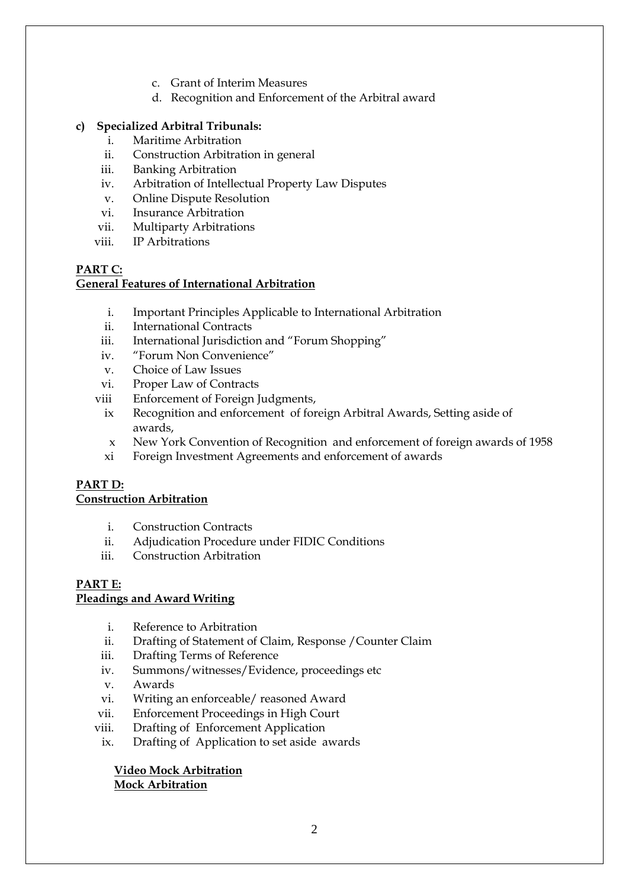c. Grant of Interim Measures
d. Recognition and Enforcement of the Arbitral award

**c) Specialized Arbitral Tribunals:**

i. Maritime Arbitration
ii. Construction Arbitration in general
iii. Banking Arbitration
iv. Arbitration of Intellectual Property Law Disputes
v. Online Dispute Resolution
vi. Insurance Arbitration
vii. Multiparty Arbitrations
viii. IP Arbitrations

**PART C:**
**General Features of International Arbitration**

i. Important Principles Applicable to International Arbitration
ii. International Contracts
iii. International Jurisdiction and "Forum Shopping"
iv. "Forum Non Convenience"
v. Choice of Law Issues
vi. Proper Law of Contracts
viii Enforcement of Foreign Judgments,
ix Recognition and enforcement of foreign Arbitral Awards, Setting aside of awards,
x New York Convention of Recognition and enforcement of foreign awards of 1958
xi Foreign Investment Agreements and enforcement of awards

**PART D:**
**Construction Arbitration**

i. Construction Contracts
ii. Adjudication Procedure under FIDIC Conditions
iii. Construction Arbitration

**PART E:**
**Pleadings and Award Writing**

i. Reference to Arbitration
ii. Drafting of Statement of Claim, Response /Counter Claim
iii. Drafting Terms of Reference
iv. Summons/witnesses/Evidence, proceedings etc
v. Awards
vi. Writing an enforceable/ reasoned Award
vii. Enforcement Proceedings in High Court
viii. Drafting of Enforcement Application
ix. Drafting of Application to set aside awards

**Video Mock Arbitration**
**Mock Arbitration**